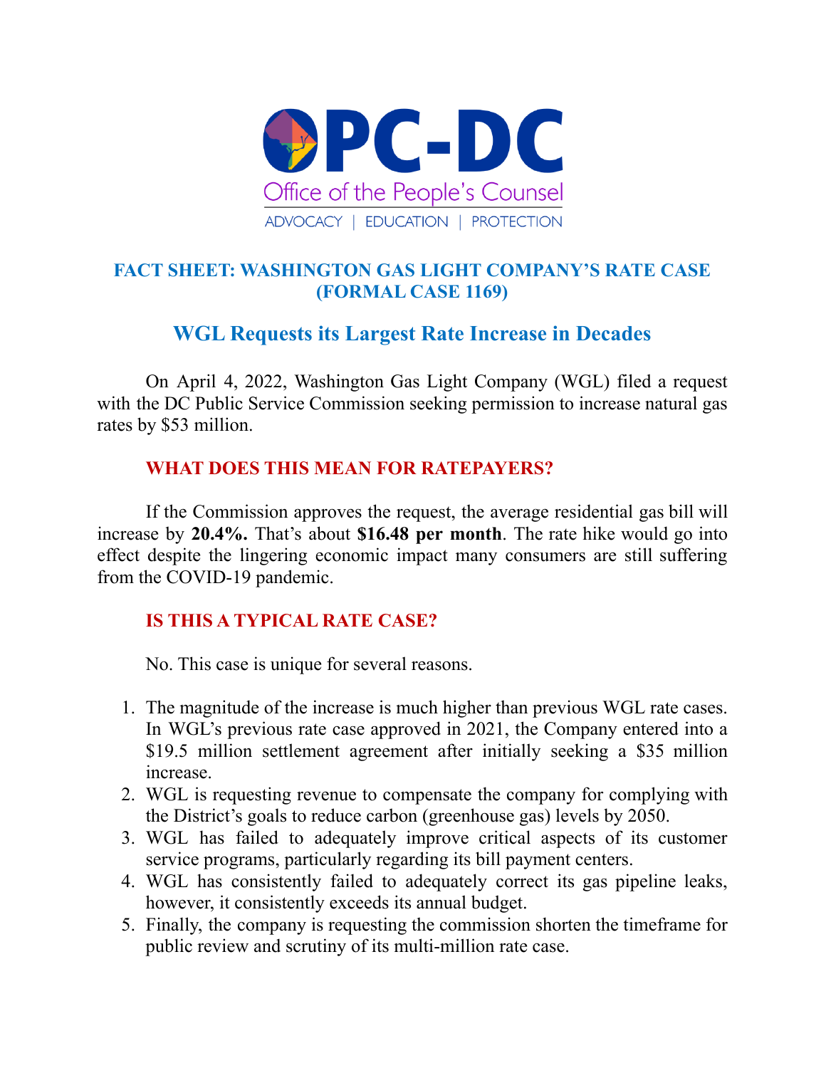OPC-DC

Office of the People's Counsel

ADVOCACY | EDUCATION | PROTECTION

# FACT SHEET: WASHINGTON GAS LIGHT COMPANY'S RATE CASE (FORMAL CASE 1169)

## WGL Requests its Largest Rate Increase in Decades

On April 4, 2022, Washington Gas Light Company (WGL) filed a request with the DC Public Service Commission seeking permission to increase natural gas rates by $53 million.

### WHAT DOES THIS MEAN FOR RATEPAYERS?

If the Commission approves the request, the average residential gas bill will increase by **20.4%.** That's about **$16.48 per month**. The rate hike would go into effect despite the lingering economic impact many consumers are still suffering from the COVID-19 pandemic.

### IS THIS A TYPICAL RATE CASE?

No. This case is unique for several reasons.

1. The magnitude of the increase is much higher than previous WGL rate cases. In WGL's previous rate case approved in 2021, the Company entered into a $19.5 million settlement agreement after initially seeking a $35 million increase.
2. WGL is requesting revenue to compensate the company for complying with the District's goals to reduce carbon (greenhouse gas) levels by 2050.
3. WGL has failed to adequately improve critical aspects of its customer service programs, particularly regarding its bill payment centers.
4. WGL has consistently failed to adequately correct its gas pipeline leaks, however, it consistently exceeds its annual budget.
5. Finally, the company is requesting the commission shorten the timeframe for public review and scrutiny of its multi-million rate case.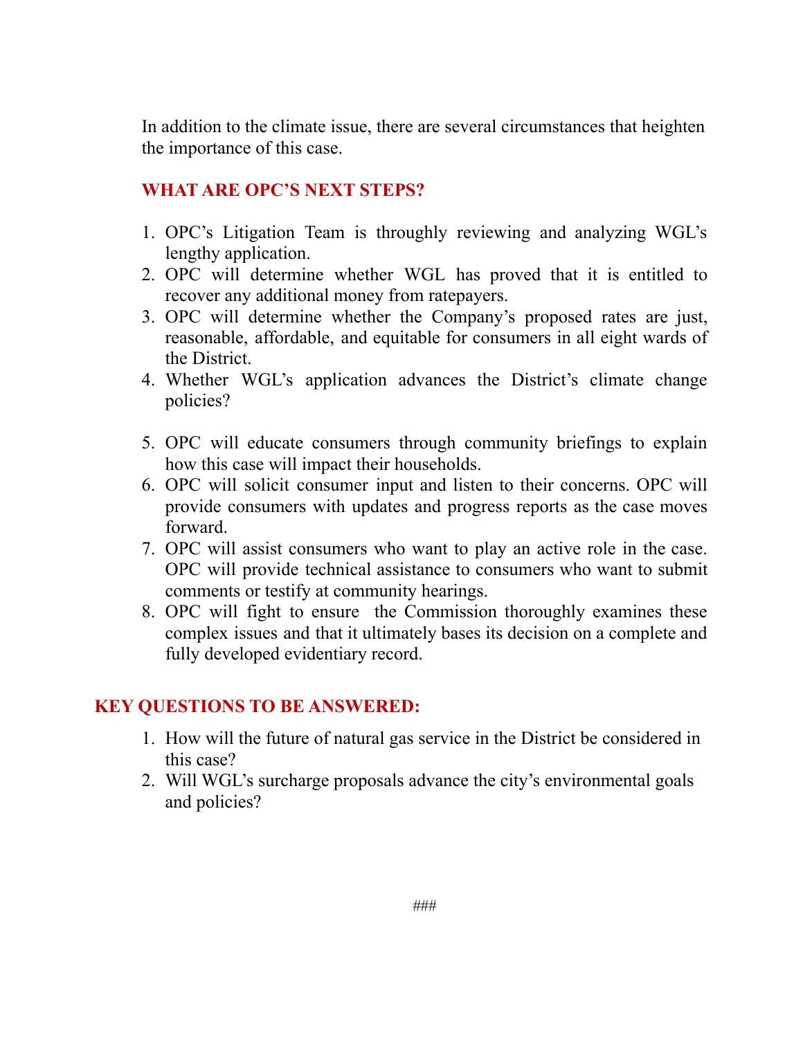In addition to the climate issue, there are several circumstances that heighten the importance of this case.

## WHAT ARE OPC'S NEXT STEPS?

1. OPC's Litigation Team is throughly reviewing and analyzing WGL's lengthy application.
2. OPC will determine whether WGL has proved that it is entitled to recover any additional money from ratepayers.
3. OPC will determine whether the Company's proposed rates are just, reasonable, affordable, and equitable for consumers in all eight wards of the District.
4. Whether WGL's application advances the District's climate change policies?

5. OPC will educate consumers through community briefings to explain how this case will impact their households.
6. OPC will solicit consumer input and listen to their concerns. OPC will provide consumers with updates and progress reports as the case moves forward.
7. OPC will assist consumers who want to play an active role in the case. OPC will provide technical assistance to consumers who want to submit comments or testify at community hearings.
8. OPC will fight to ensure the Commission thoroughly examines these complex issues and that it ultimately bases its decision on a complete and fully developed evidentiary record.

## KEY QUESTIONS TO BE ANSWERED:

1. How will the future of natural gas service in the District be considered in this case?
2. Will WGL's surcharge proposals advance the city's environmental goals and policies?

###